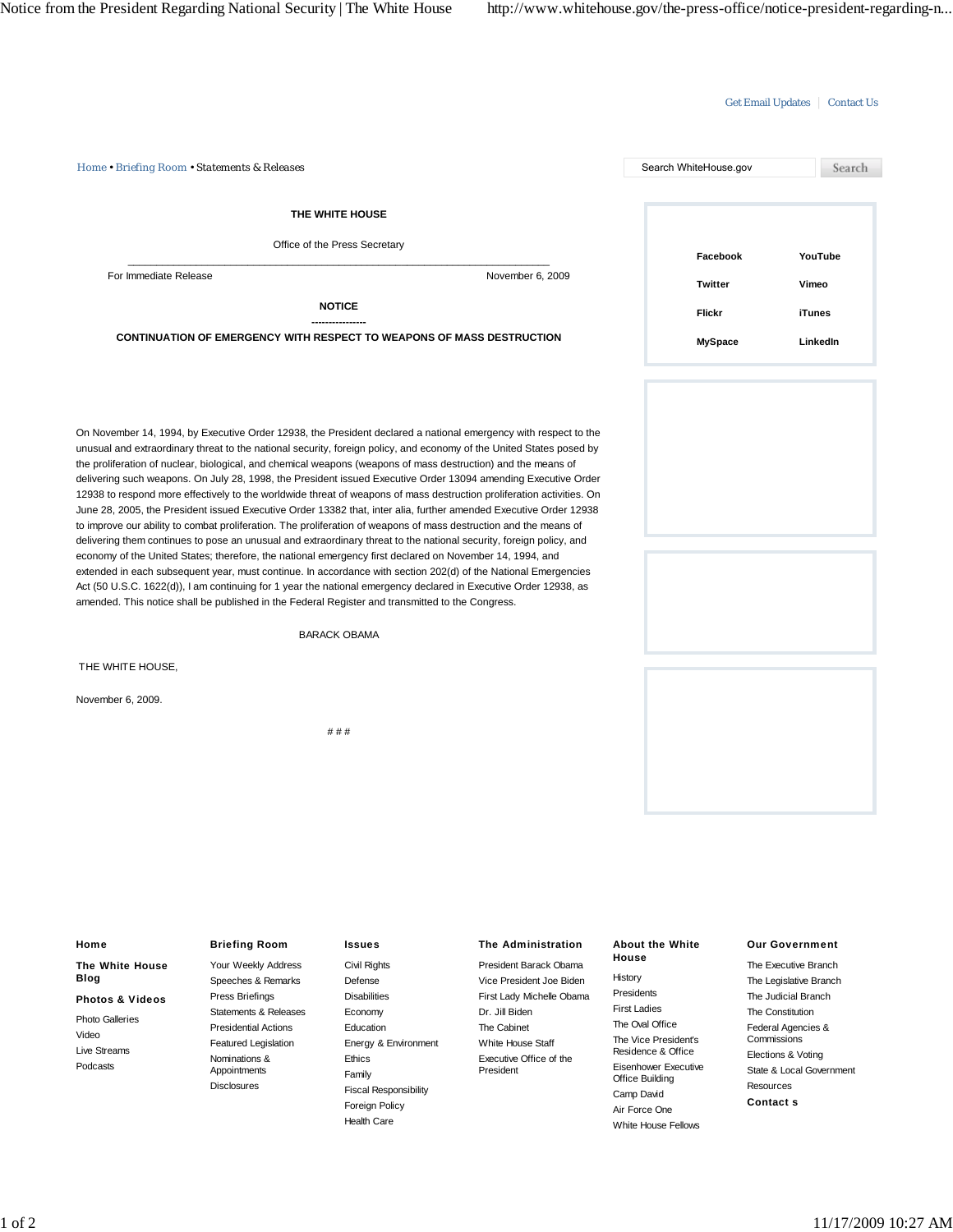Get Email Updates | Contact Us

Home • Briefing Room • Statements & Releases

Search WhiteHouse.gov Search

**THE WHITE HOUSE**

Office of the Press Secretary

For Immediate Release November 6, 2009

**NOTICE**

**----------------**

**CONTINUATION OF EMERGENCY WITH RESPECT TO WEAPONS OF MASS DESTRUCTION**

On November 14, 1994, by Executive Order 12938, the President declared a national emergency with respect to the unusual and extraordinary threat to the national security, foreign policy, and economy of the United States posed by the proliferation of nuclear, biological, and chemical weapons (weapons of mass destruction) and the means of delivering such weapons. On July 28, 1998, the President issued Executive Order 13094 amending Executive Order 12938 to respond more effectively to the worldwide threat of weapons of mass destruction proliferation activities. On June 28, 2005, the President issued Executive Order 13382 that, inter alia, further amended Executive Order 12938 to improve our ability to combat proliferation. The proliferation of weapons of mass destruction and the means of delivering them continues to pose an unusual and extraordinary threat to the national security, foreign policy, and economy of the United States; therefore, the national emergency first declared on November 14, 1994, and extended in each subsequent year, must continue. In accordance with section 202(d) of the National Emergencies Act (50 U.S.C. 1622(d)), I am continuing for 1 year the national emergency declared in Executive Order 12938, as amended. This notice shall be published in the Federal Register and transmitted to the Congress.

BARACK OBAMA

THE WHITE HOUSE,

November 6, 2009.

# # #

**Facebook** **YouTube**
**Twitter** **Vimeo**
**Flickr** **iTunes**
**MySpace** **LinkedIn**

**Home**

**The White House Blog**

**Photos & Videos**

Photo Galleries
Video
Live Streams
Podcasts

**Briefing Room**

Your Weekly Address
Speeches & Remarks
Press Briefings
Statements & Releases
Presidential Actions
Featured Legislation
Nominations & Appointments
Disclosures

**Issues**

Civil Rights
Defense
Disabilities
Economy
Education
Energy & Environment
Ethics
Family
Fiscal Responsibility
Foreign Policy
Health Care

**The Administration**

President Barack Obama
Vice President Joe Biden
First Lady Michelle Obama
Dr. Jill Biden
The Cabinet
White House Staff
Executive Office of the President

**About the White House**

History
Presidents
First Ladies
The Oval Office
The Vice President's Residence & Office
Eisenhower Executive Office Building
Camp David
Air Force One
White House Fellows

**Our Government**

The Executive Branch
The Legislative Branch
The Judicial Branch
The Constitution
Federal Agencies & Commissions
Elections & Voting
State & Local Government
Resources

**Contact s**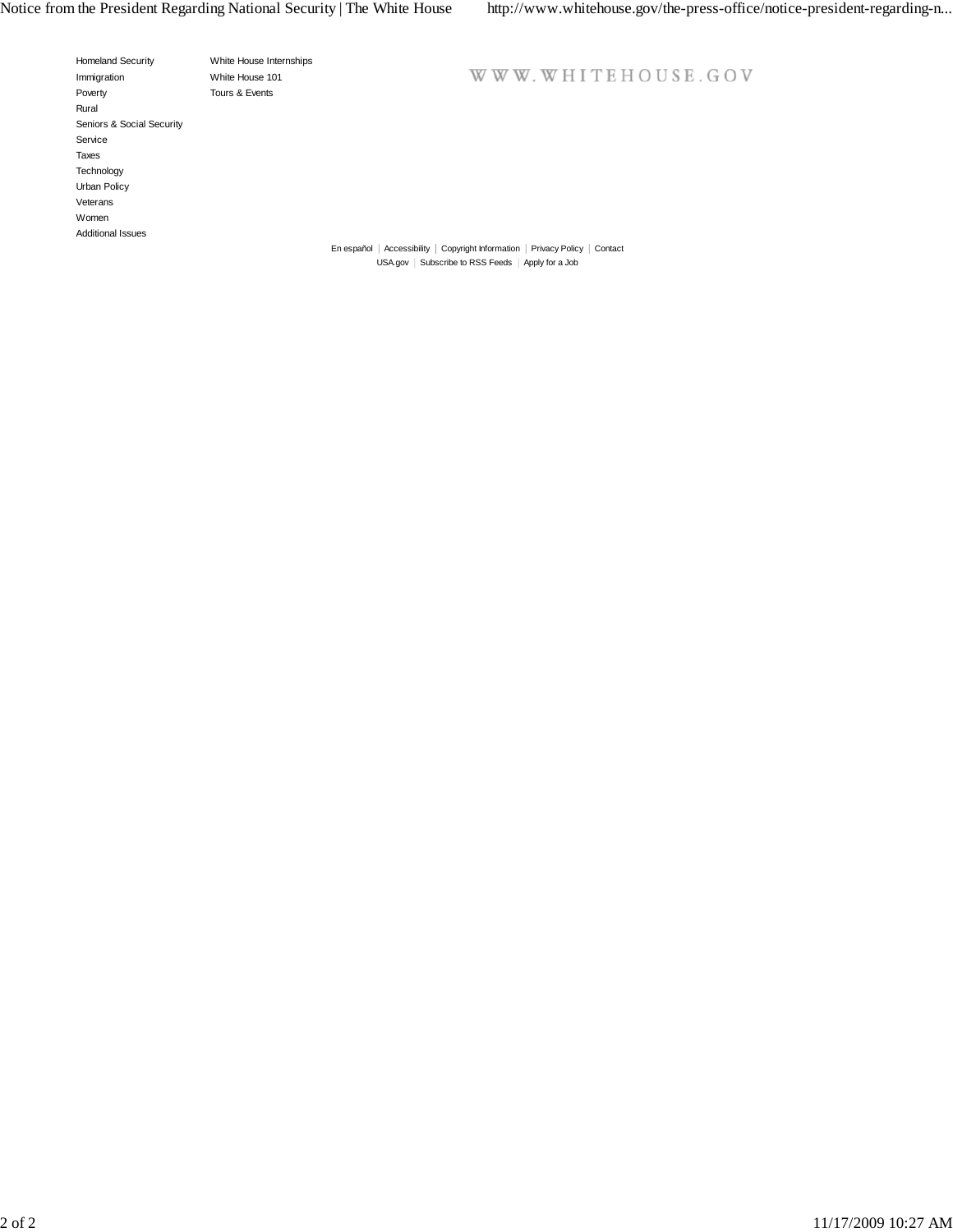- Homeland Security
- Immigration
- Poverty
- Rural
- Seniors & Social Security
- Service
- Taxes
- Technology
- Urban Policy
- Veterans
- Women
- Additional Issues

- White House Internships
- White House 101
- Tours & Events

WWW.WHITEHOUSE.GOV

En español | Accessibility | Copyright Information | Privacy Policy | Contact

USA.gov | Subscribe to RSS Feeds | Apply for a Job